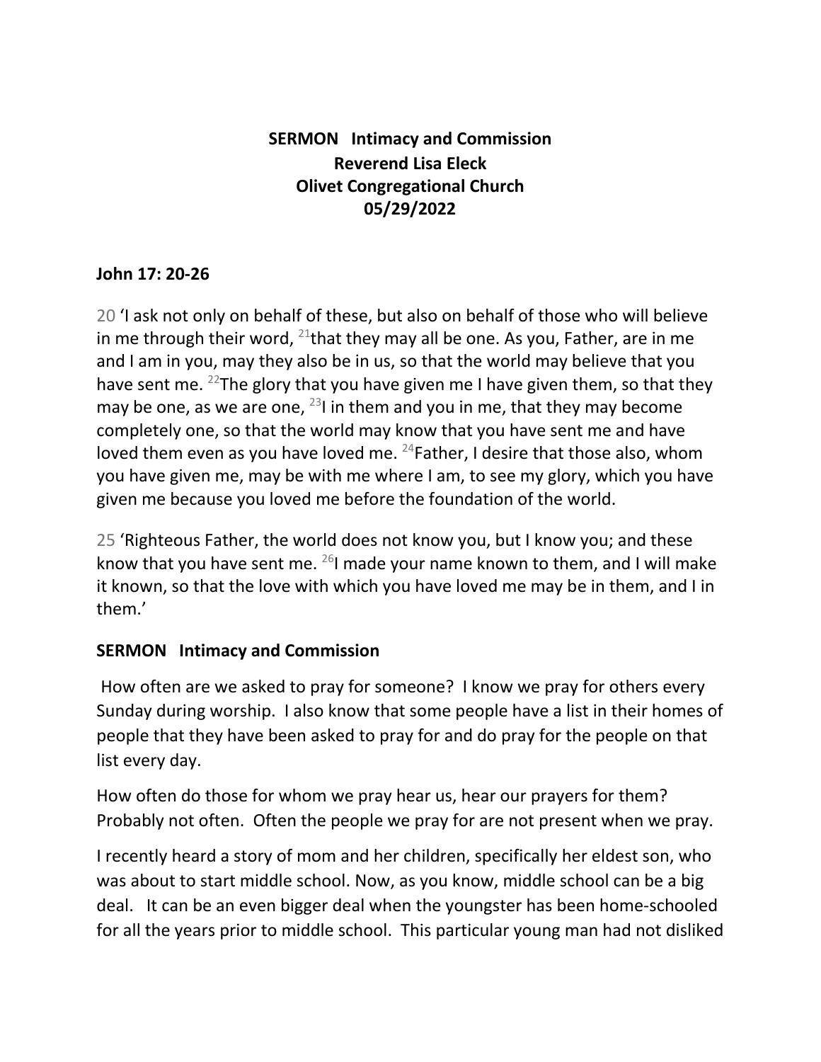**SERMON Intimacy and Commission**
**Reverend Lisa Eleck**
**Olivet Congregational Church**
**05/29/2022**

**John 17: 20-26**

20 'I ask not only on behalf of these, but also on behalf of those who will believe in me through their word, [21]that they may all be one. As you, Father, are in me and I am in you, may they also be in us, so that the world may believe that you have sent me. [22]The glory that you have given me I have given them, so that they may be one, as we are one, [23]I in them and you in me, that they may become completely one, so that the world may know that you have sent me and have loved them even as you have loved me. [24]Father, I desire that those also, whom you have given me, may be with me where I am, to see my glory, which you have given me because you loved me before the foundation of the world.

25 'Righteous Father, the world does not know you, but I know you; and these know that you have sent me. [26]I made your name known to them, and I will make it known, so that the love with which you have loved me may be in them, and I in them.'

**SERMON Intimacy and Commission**

How often are we asked to pray for someone? I know we pray for others every Sunday during worship. I also know that some people have a list in their homes of people that they have been asked to pray for and do pray for the people on that list every day.

How often do those for whom we pray hear us, hear our prayers for them? Probably not often. Often the people we pray for are not present when we pray.

I recently heard a story of mom and her children, specifically her eldest son, who was about to start middle school. Now, as you know, middle school can be a big deal. It can be an even bigger deal when the youngster has been home-schooled for all the years prior to middle school. This particular young man had not disliked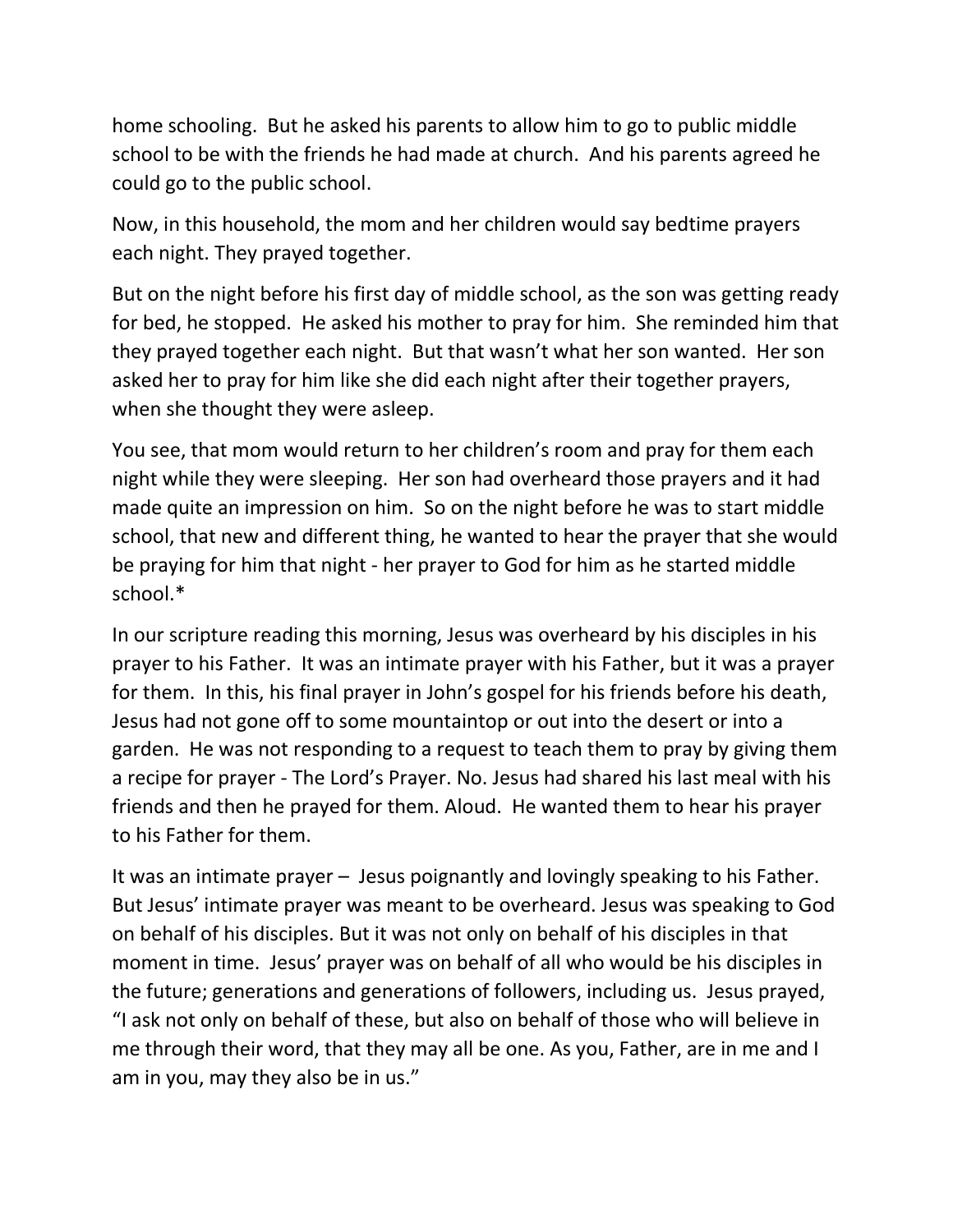home schooling. But he asked his parents to allow him to go to public middle school to be with the friends he had made at church. And his parents agreed he could go to the public school.

Now, in this household, the mom and her children would say bedtime prayers each night. They prayed together.

But on the night before his first day of middle school, as the son was getting ready for bed, he stopped. He asked his mother to pray for him. She reminded him that they prayed together each night. But that wasn't what her son wanted. Her son asked her to pray for him like she did each night after their together prayers, when she thought they were asleep.

You see, that mom would return to her children's room and pray for them each night while they were sleeping. Her son had overheard those prayers and it had made quite an impression on him. So on the night before he was to start middle school, that new and different thing, he wanted to hear the prayer that she would be praying for him that night - her prayer to God for him as he started middle school.*

In our scripture reading this morning, Jesus was overheard by his disciples in his prayer to his Father. It was an intimate prayer with his Father, but it was a prayer for them. In this, his final prayer in John's gospel for his friends before his death, Jesus had not gone off to some mountaintop or out into the desert or into a garden. He was not responding to a request to teach them to pray by giving them a recipe for prayer - The Lord's Prayer. No. Jesus had shared his last meal with his friends and then he prayed for them. Aloud. He wanted them to hear his prayer to his Father for them.

It was an intimate prayer – Jesus poignantly and lovingly speaking to his Father. But Jesus' intimate prayer was meant to be overheard. Jesus was speaking to God on behalf of his disciples. But it was not only on behalf of his disciples in that moment in time. Jesus' prayer was on behalf of all who would be his disciples in the future; generations and generations of followers, including us. Jesus prayed, "I ask not only on behalf of these, but also on behalf of those who will believe in me through their word, that they may all be one. As you, Father, are in me and I am in you, may they also be in us."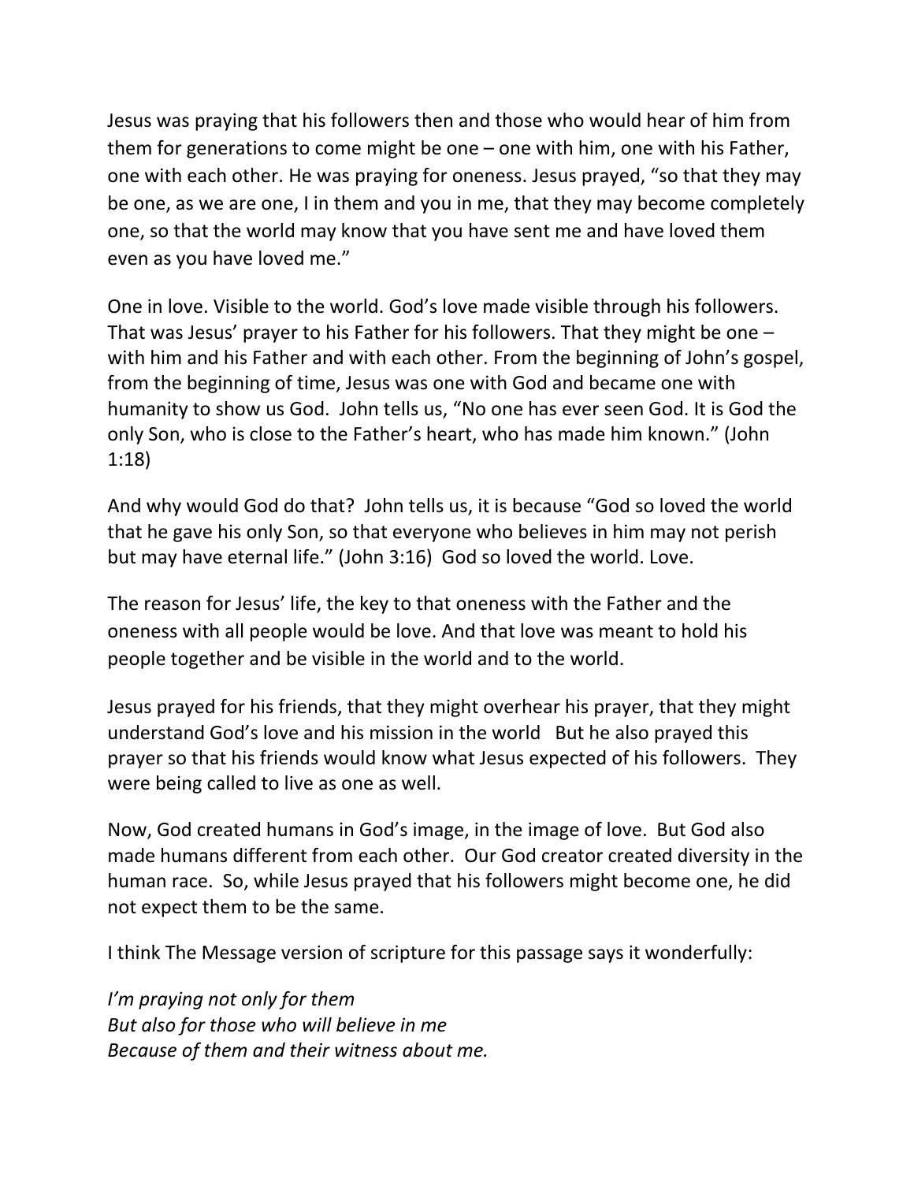Jesus was praying that his followers then and those who would hear of him from them for generations to come might be one – one with him, one with his Father, one with each other. He was praying for oneness. Jesus prayed, "so that they may be one, as we are one, I in them and you in me, that they may become completely one, so that the world may know that you have sent me and have loved them even as you have loved me."

One in love. Visible to the world. God's love made visible through his followers. That was Jesus' prayer to his Father for his followers. That they might be one – with him and his Father and with each other. From the beginning of John's gospel, from the beginning of time, Jesus was one with God and became one with humanity to show us God. John tells us, "No one has ever seen God. It is God the only Son, who is close to the Father's heart, who has made him known." (John 1:18)

And why would God do that? John tells us, it is because "God so loved the world that he gave his only Son, so that everyone who believes in him may not perish but may have eternal life." (John 3:16) God so loved the world. Love.

The reason for Jesus' life, the key to that oneness with the Father and the oneness with all people would be love. And that love was meant to hold his people together and be visible in the world and to the world.

Jesus prayed for his friends, that they might overhear his prayer, that they might understand God's love and his mission in the world But he also prayed this prayer so that his friends would know what Jesus expected of his followers. They were being called to live as one as well.

Now, God created humans in God's image, in the image of love. But God also made humans different from each other. Our God creator created diversity in the human race. So, while Jesus prayed that his followers might become one, he did not expect them to be the same.

I think The Message version of scripture for this passage says it wonderfully:

*I'm praying not only for them*
*But also for those who will believe in me*
*Because of them and their witness about me.*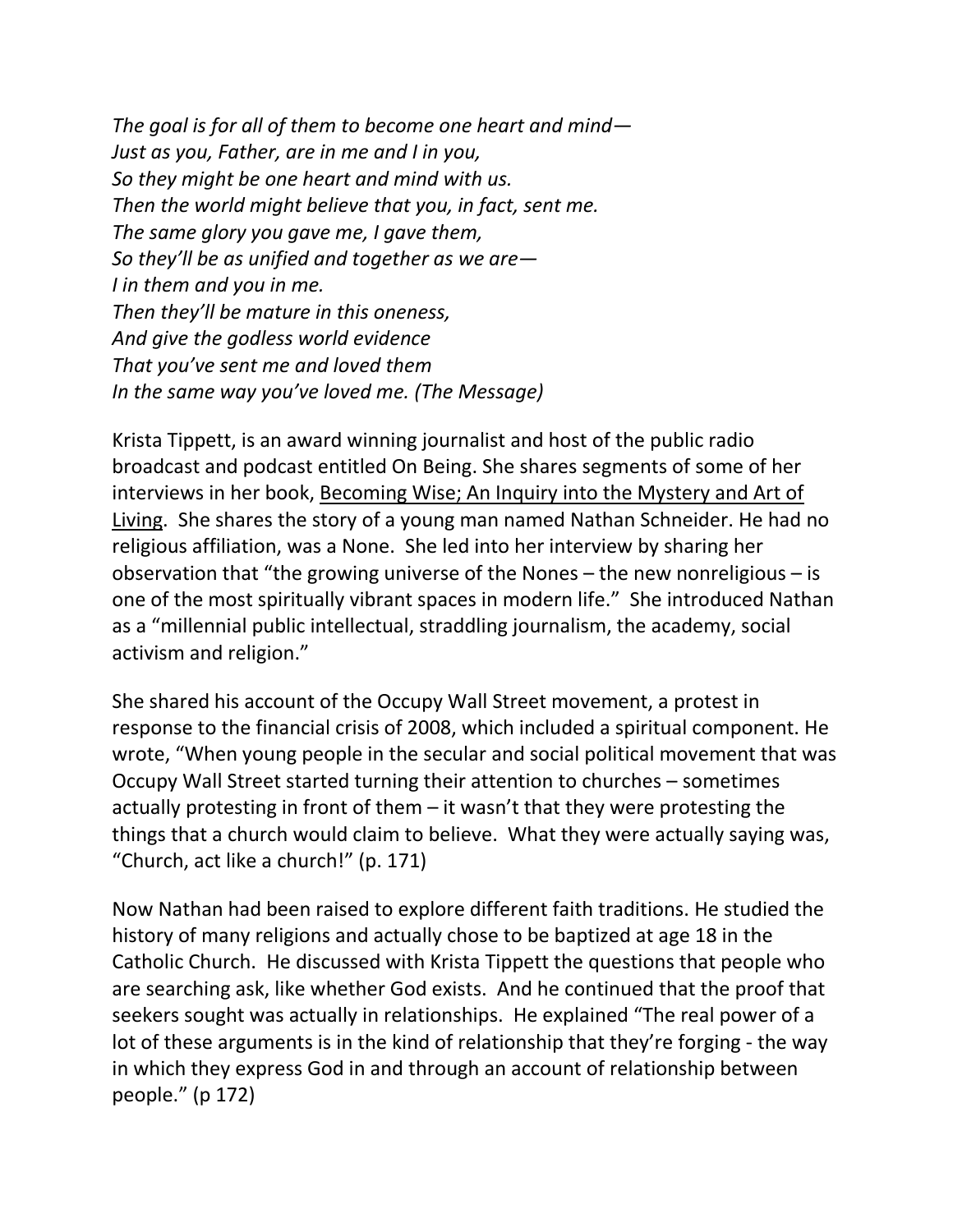*The goal is for all of them to become one heart and mind—*
*Just as you, Father, are in me and I in you,*
*So they might be one heart and mind with us.*
*Then the world might believe that you, in fact, sent me.*
*The same glory you gave me, I gave them,*
*So they'll be as unified and together as we are—*
*I in them and you in me.*
*Then they'll be mature in this oneness,*
*And give the godless world evidence*
*That you've sent me and loved them*
*In the same way you've loved me. (The Message)*

Krista Tippett, is an award winning journalist and host of the public radio broadcast and podcast entitled On Being. She shares segments of some of her interviews in her book, Becoming Wise; An Inquiry into the Mystery and Art of Living. She shares the story of a young man named Nathan Schneider. He had no religious affiliation, was a None. She led into her interview by sharing her observation that "the growing universe of the Nones – the new nonreligious – is one of the most spiritually vibrant spaces in modern life." She introduced Nathan as a "millennial public intellectual, straddling journalism, the academy, social activism and religion."

She shared his account of the Occupy Wall Street movement, a protest in response to the financial crisis of 2008, which included a spiritual component. He wrote, "When young people in the secular and social political movement that was Occupy Wall Street started turning their attention to churches – sometimes actually protesting in front of them – it wasn't that they were protesting the things that a church would claim to believe. What they were actually saying was, "Church, act like a church!" (p. 171)

Now Nathan had been raised to explore different faith traditions. He studied the history of many religions and actually chose to be baptized at age 18 in the Catholic Church. He discussed with Krista Tippett the questions that people who are searching ask, like whether God exists. And he continued that the proof that seekers sought was actually in relationships. He explained "The real power of a lot of these arguments is in the kind of relationship that they're forging - the way in which they express God in and through an account of relationship between people." (p 172)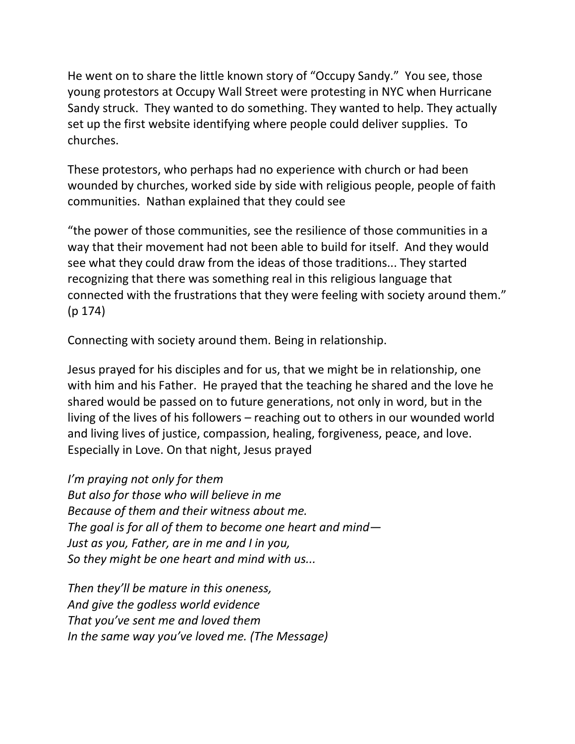He went on to share the little known story of "Occupy Sandy." You see, those young protestors at Occupy Wall Street were protesting in NYC when Hurricane Sandy struck. They wanted to do something. They wanted to help. They actually set up the first website identifying where people could deliver supplies. To churches.

These protestors, who perhaps had no experience with church or had been wounded by churches, worked side by side with religious people, people of faith communities. Nathan explained that they could see

"the power of those communities, see the resilience of those communities in a way that their movement had not been able to build for itself. And they would see what they could draw from the ideas of those traditions... They started recognizing that there was something real in this religious language that connected with the frustrations that they were feeling with society around them." (p 174)

Connecting with society around them. Being in relationship.

Jesus prayed for his disciples and for us, that we might be in relationship, one with him and his Father. He prayed that the teaching he shared and the love he shared would be passed on to future generations, not only in word, but in the living of the lives of his followers – reaching out to others in our wounded world and living lives of justice, compassion, healing, forgiveness, peace, and love. Especially in Love. On that night, Jesus prayed

*I'm praying not only for them*  
*But also for those who will believe in me*  
*Because of them and their witness about me.*  
*The goal is for all of them to become one heart and mind—*  
*Just as you, Father, are in me and I in you,*  
*So they might be one heart and mind with us...*

*Then they'll be mature in this oneness,*  
*And give the godless world evidence*  
*That you've sent me and loved them*  
*In the same way you've loved me. (The Message)*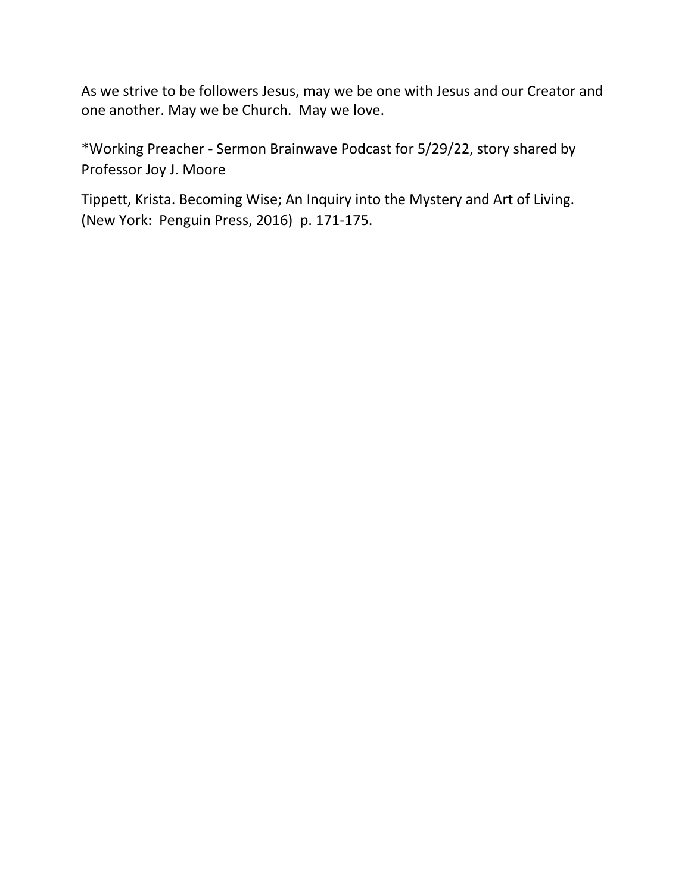As we strive to be followers Jesus, may we be one with Jesus and our Creator and one another. May we be Church.  May we love.

*Working Preacher - Sermon Brainwave Podcast for 5/29/22, story shared by Professor Joy J. Moore

Tippett, Krista. <u>Becoming Wise; An Inquiry into the Mystery and Art of Living</u>. (New York:  Penguin Press, 2016)  p. 171-175.